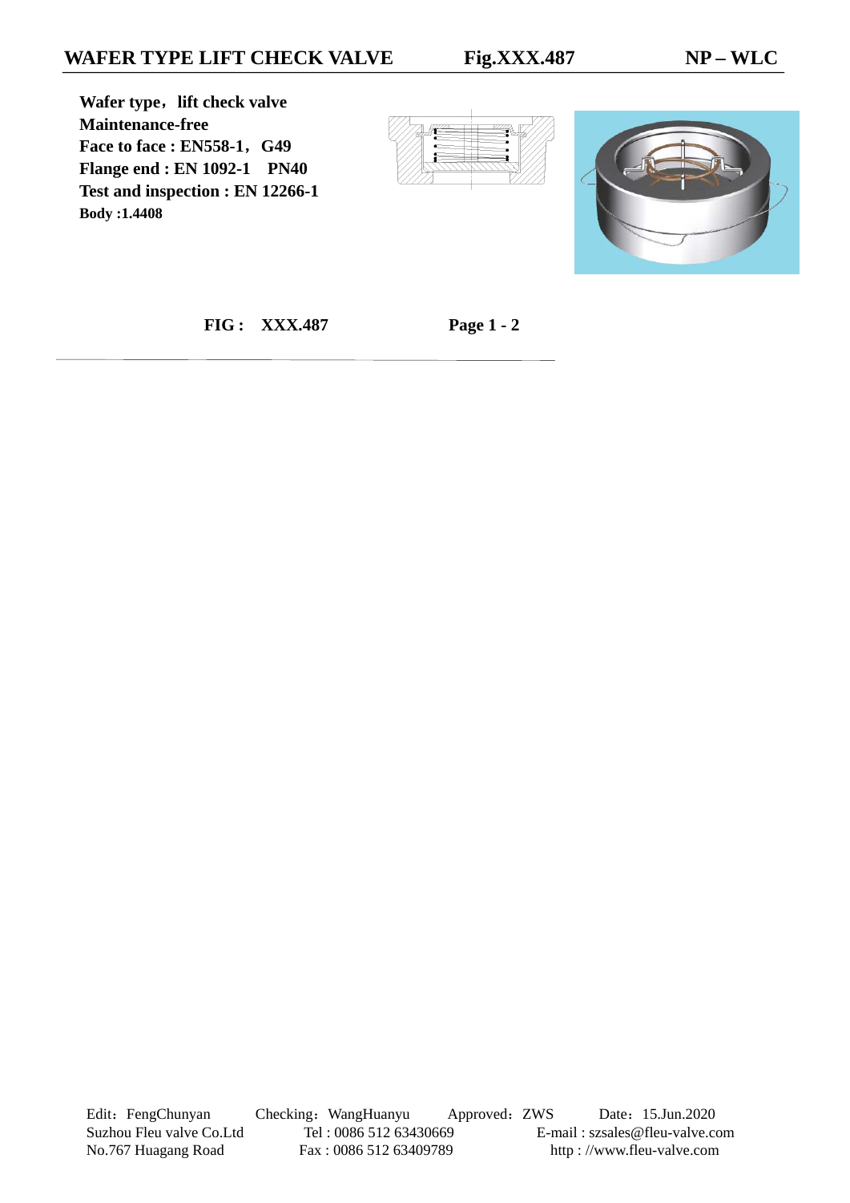# WAFER TYPE LIFT CHECK VALVE  Fig.XXX.487  NP – WLC

**Wafer type，lift check valve**
**Maintenance-free**
**Face to face : EN558-1，G49**
**Flange end : EN 1092-1 PN40**
**Test and inspection : EN 12266-1**
**Body :1.4408**

**FIG : XXX.487**  **Page 1 - 2**

Edit：FengChunyan  Checking：WangHuanyu  Approved：ZWS  Date：15.Jun.2020
Suzhou Fleu valve Co.Ltd  Tel : 0086 512 63430669  E-mail : szsales@fleu-valve.com
No.767 Huagang Road  Fax : 0086 512 63409789  http : //www.fleu-valve.com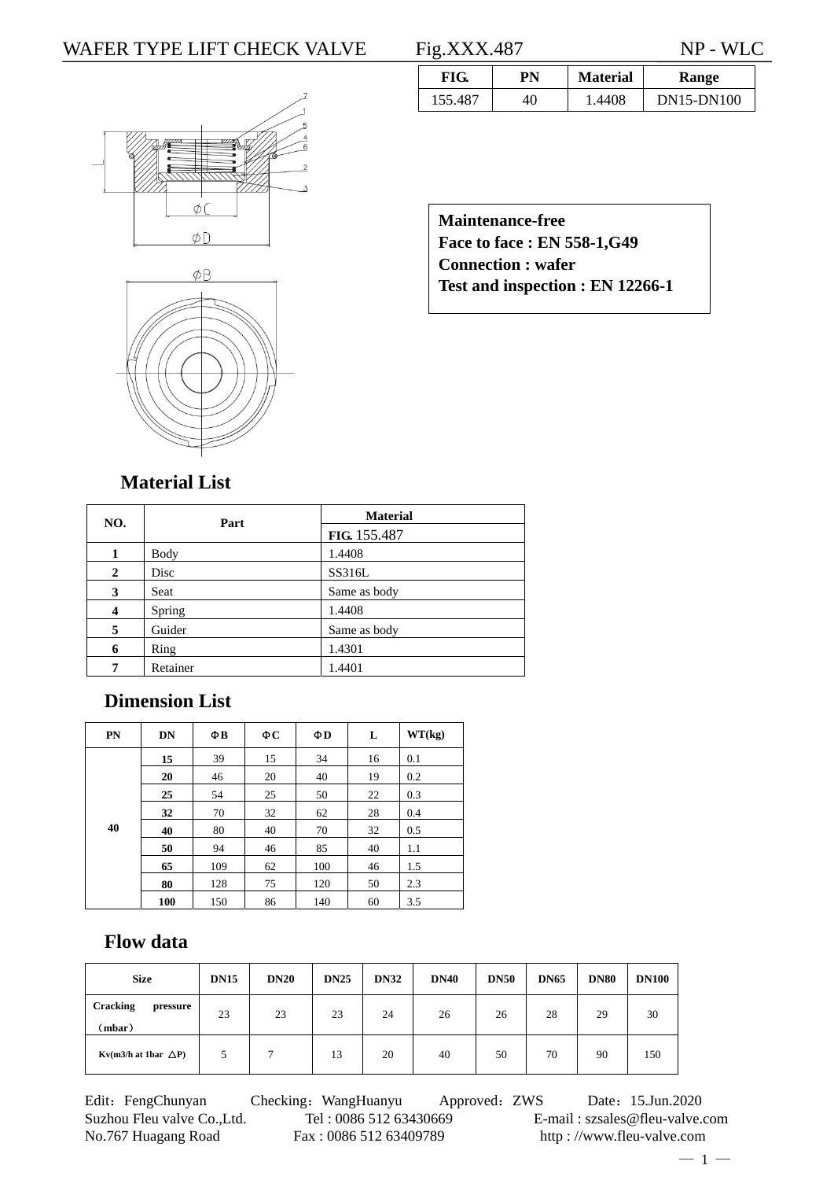# WAFER TYPE LIFT CHECK VALVE Fig.XXX.487 NP - WLC

| FIG. | PN | Material | Range |
|---|---|---|---|
| 155.487 | 40 | 1.4408 | DN15-DN100 |

**Maintenance-free**
**Face to face : EN 558-1,G49**
**Connection : wafer**
**Test and inspection : EN 12266-1**

## Material List

| NO. | Part | Material FIG. 155.487 |
|---|---|---|
| 1 | Body | 1.4408 |
| 2 | Disc | SS316L |
| 3 | Seat | Same as body |
| 4 | Spring | 1.4408 |
| 5 | Guider | Same as body |
| 6 | Ring | 1.4301 |
| 7 | Retainer | 1.4401 |

## Dimension List

| PN | DN | ΦB | ΦC | ΦD | L | WT(kg) |
|---|---|---|---|---|---|---|
| 40 | 15 | 39 | 15 | 34 | 16 | 0.1 |
| | 20 | 46 | 20 | 40 | 19 | 0.2 |
| | 25 | 54 | 25 | 50 | 22 | 0.3 |
| | 32 | 70 | 32 | 62 | 28 | 0.4 |
| | 40 | 80 | 40 | 70 | 32 | 0.5 |
| | 50 | 94 | 46 | 85 | 40 | 1.1 |
| | 65 | 109 | 62 | 100 | 46 | 1.5 |
| | 80 | 128 | 75 | 120 | 50 | 2.3 |
| | 100 | 150 | 86 | 140 | 60 | 3.5 |

## Flow data

| Size | DN15 | DN20 | DN25 | DN32 | DN40 | DN50 | DN65 | DN80 | DN100 |
|---|---|---|---|---|---|---|---|---|---|
| Cracking pressure （mbar） | 23 | 23 | 23 | 24 | 26 | 26 | 28 | 29 | 30 |
| Kv(m3/h at 1bar △P) | 5 | 7 | 13 | 20 | 40 | 50 | 70 | 90 | 150 |

Edit：FengChunyan Checking：WangHuanyu Approved：ZWS Date：15.Jun.2020
Suzhou Fleu valve Co.,Ltd. Tel : 0086 512 63430669 E-mail : szsales@fleu-valve.com
No.767 Huagang Road Fax : 0086 512 63409789 http : //www.fleu-valve.com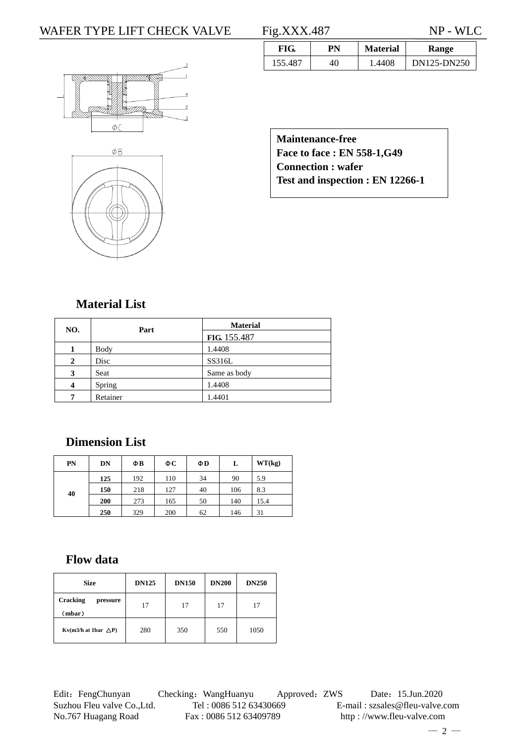# WAFER TYPE LIFT CHECK VALVE Fig.XXX.487 NP - WLC

| FIG. | PN | Material | Range |
|---|---|---|---|
| 155.487 | 40 | 1.4408 | DN125-DN250 |

7
1
4
2
3
ϕC
ϕB

**Maintenance-free**
**Face to face : EN 558-1,G49**
**Connection : wafer**
**Test and inspection : EN 12266-1**

## Material List

| NO. | Part | Material |
|---|---|---|
| | | FIG. 155.487 |
| 1 | Body | 1.4408 |
| 2 | Disc | SS316L |
| 3 | Seat | Same as body |
| 4 | Spring | 1.4408 |
| 7 | Retainer | 1.4401 |

## Dimension List

| PN | DN | ΦB | ΦC | ΦD | L | WT(kg) |
|---|---|---|---|---|---|---|
| 40 | 125 | 192 | 110 | 34 | 90 | 5.9 |
| | 150 | 218 | 127 | 40 | 106 | 8.3 |
| | 200 | 273 | 165 | 50 | 140 | 15.4 |
| | 250 | 329 | 200 | 62 | 146 | 31 |

## Flow data

| Size | DN125 | DN150 | DN200 | DN250 |
|---|---|---|---|---|
| Cracking pressure （mbar） | 17 | 17 | 17 | 17 |
| Kv(m3/h at 1bar △P) | 280 | 350 | 550 | 1050 |

Edit：FengChunyan Checking：WangHuanyu Approved：ZWS Date：15.Jun.2020
Suzhou Fleu valve Co.,Ltd. Tel : 0086 512 63430669 E-mail : szsales@fleu-valve.com
No.767 Huagang Road Fax : 0086 512 63409789 http : //www.fleu-valve.com